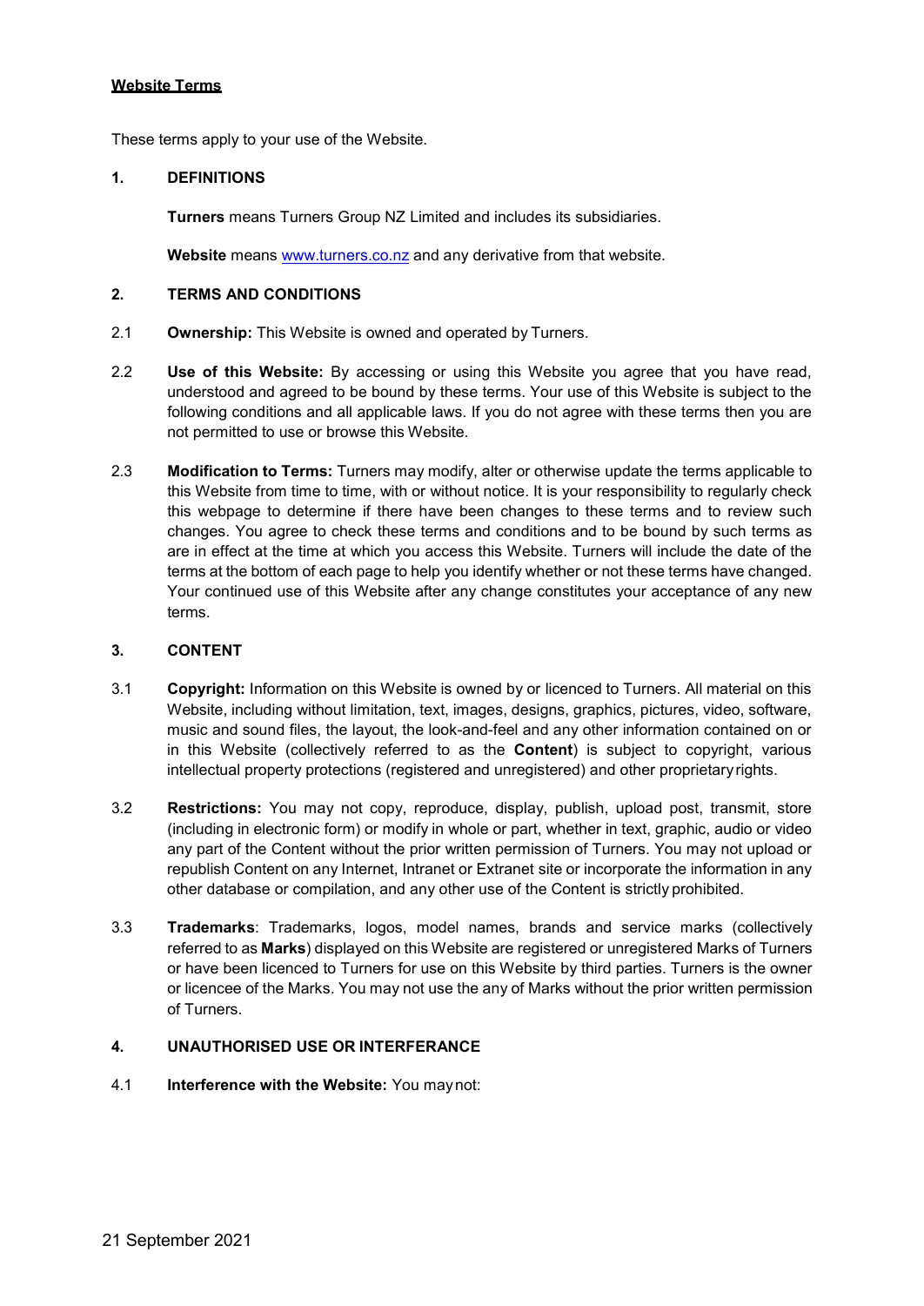# Website Terms

These terms apply to your use of the Website.

## 1. DEFINITIONS

**Turners** means Turners Group NZ Limited and includes its subsidiaries.

**Website** means [www.turners.co.nz](http://www.turners.co.nz) and any derivative from that website.

## 2. TERMS AND CONDITIONS

2.1 **Ownership:** This Website is owned and operated by Turners.

2.2 **Use of this Website:** By accessing or using this Website you agree that you have read, understood and agreed to be bound by these terms. Your use of this Website is subject to the following conditions and all applicable laws. If you do not agree with these terms then you are not permitted to use or browse this Website.

2.3 **Modification to Terms:** Turners may modify, alter or otherwise update the terms applicable to this Website from time to time, with or without notice. It is your responsibility to regularly check this webpage to determine if there have been changes to these terms and to review such changes. You agree to check these terms and conditions and to be bound by such terms as are in effect at the time at which you access this Website. Turners will include the date of the terms at the bottom of each page to help you identify whether or not these terms have changed. Your continued use of this Website after any change constitutes your acceptance of any new terms.

## 3. CONTENT

3.1 **Copyright:** Information on this Website is owned by or licenced to Turners. All material on this Website, including without limitation, text, images, designs, graphics, pictures, video, software, music and sound files, the layout, the look-and-feel and any other information contained on or in this Website (collectively referred to as the **Content**) is subject to copyright, various intellectual property protections (registered and unregistered) and other proprietary rights.

3.2 **Restrictions:** You may not copy, reproduce, display, publish, upload post, transmit, store (including in electronic form) or modify in whole or part, whether in text, graphic, audio or video any part of the Content without the prior written permission of Turners. You may not upload or republish Content on any Internet, Intranet or Extranet site or incorporate the information in any other database or compilation, and any other use of the Content is strictly prohibited.

3.3 **Trademarks**: Trademarks, logos, model names, brands and service marks (collectively referred to as **Marks**) displayed on this Website are registered or unregistered Marks of Turners or have been licenced to Turners for use on this Website by third parties. Turners is the owner or licencee of the Marks. You may not use the any of Marks without the prior written permission of Turners.

## 4. UNAUTHORISED USE OR INTERFERANCE

4.1 **Interference with the Website:** You may not:

21 September 2021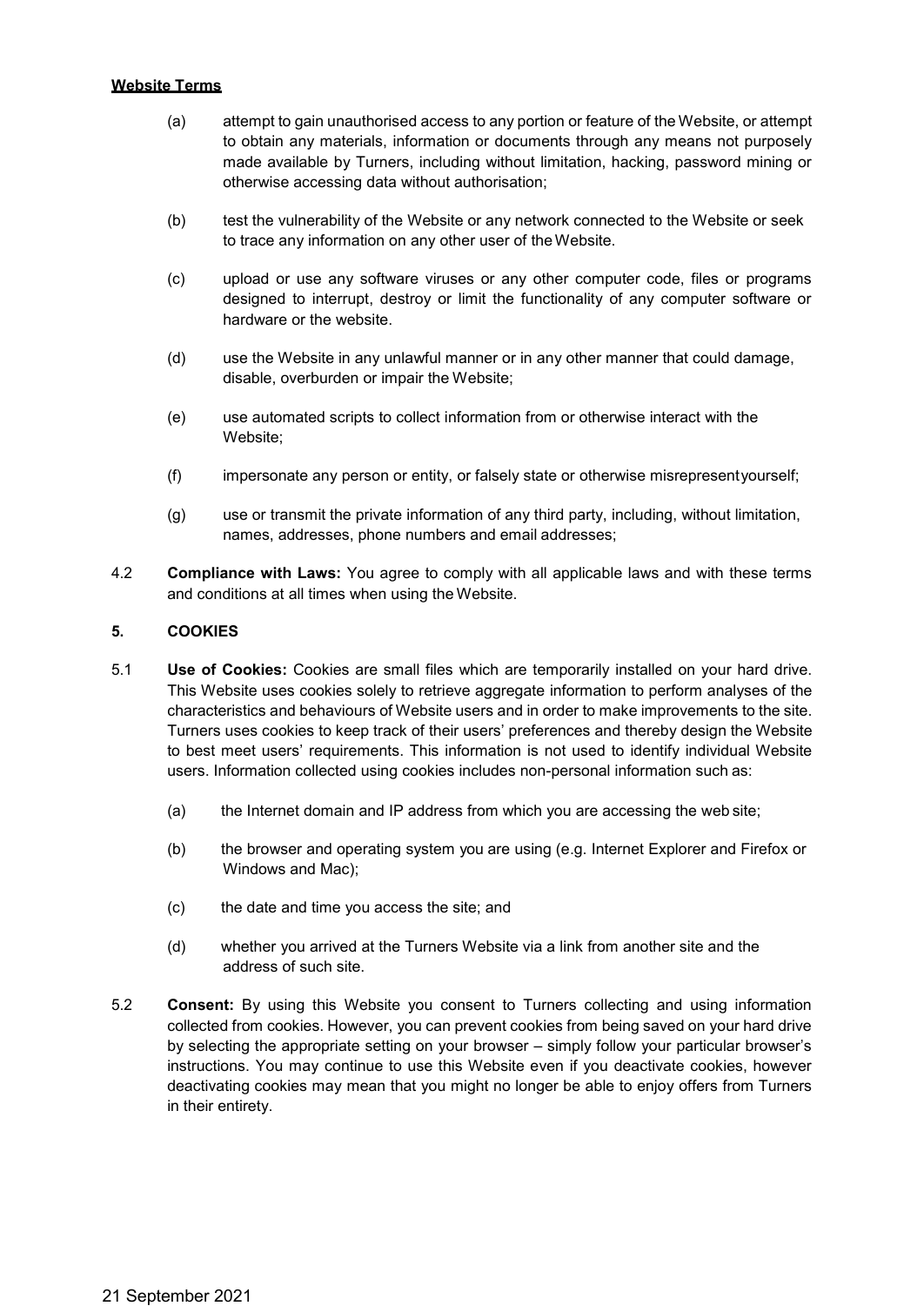(a) attempt to gain unauthorised access to any portion or feature of the Website, or attempt to obtain any materials, information or documents through any means not purposely made available by Turners, including without limitation, hacking, password mining or otherwise accessing data without authorisation;

(b) test the vulnerability of the Website or any network connected to the Website or seek to trace any information on any other user of the Website.

(c) upload or use any software viruses or any other computer code, files or programs designed to interrupt, destroy or limit the functionality of any computer software or hardware or the website.

(d) use the Website in any unlawful manner or in any other manner that could damage, disable, overburden or impair the Website;

(e) use automated scripts to collect information from or otherwise interact with the Website;

(f) impersonate any person or entity, or falsely state or otherwise misrepresent yourself;

(g) use or transmit the private information of any third party, including, without limitation, names, addresses, phone numbers and email addresses;

4.2 **Compliance with Laws:** You agree to comply with all applicable laws and with these terms and conditions at all times when using the Website.

### 5. COOKIES

5.1 **Use of Cookies:** Cookies are small files which are temporarily installed on your hard drive. This Website uses cookies solely to retrieve aggregate information to perform analyses of the characteristics and behaviours of Website users and in order to make improvements to the site. Turners uses cookies to keep track of their users' preferences and thereby design the Website to best meet users' requirements. This information is not used to identify individual Website users. Information collected using cookies includes non-personal information such as:

(a) the Internet domain and IP address from which you are accessing the web site;

(b) the browser and operating system you are using (e.g. Internet Explorer and Firefox or Windows and Mac);

(c) the date and time you access the site; and

(d) whether you arrived at the Turners Website via a link from another site and the address of such site.

5.2 **Consent:** By using this Website you consent to Turners collecting and using information collected from cookies. However, you can prevent cookies from being saved on your hard drive by selecting the appropriate setting on your browser – simply follow your particular browser's instructions. You may continue to use this Website even if you deactivate cookies, however deactivating cookies may mean that you might no longer be able to enjoy offers from Turners in their entirety.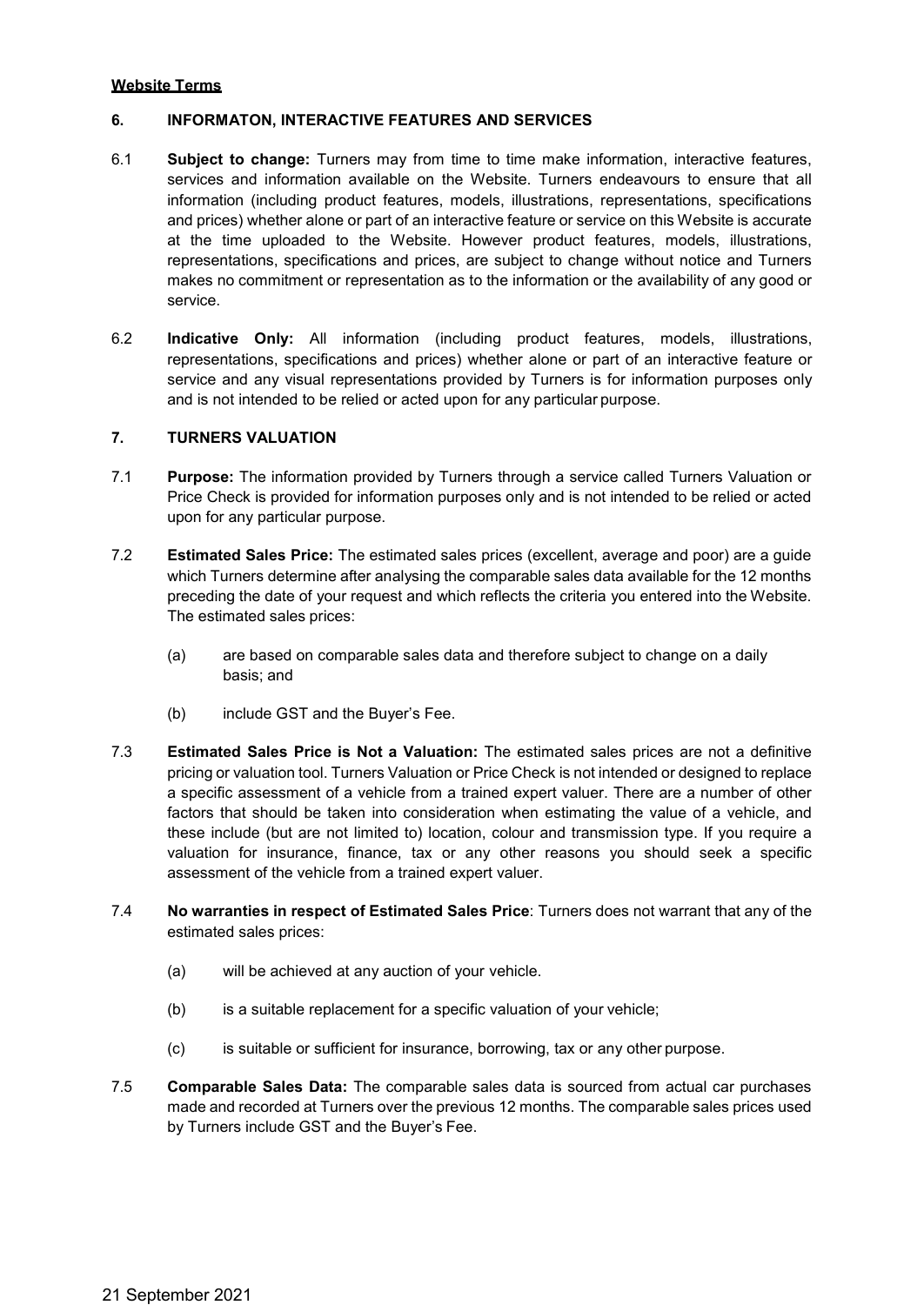**Website Terms**

## 6. INFORMATON, INTERACTIVE FEATURES AND SERVICES

6.1 **Subject to change:** Turners may from time to time make information, interactive features, services and information available on the Website. Turners endeavours to ensure that all information (including product features, models, illustrations, representations, specifications and prices) whether alone or part of an interactive feature or service on this Website is accurate at the time uploaded to the Website. However product features, models, illustrations, representations, specifications and prices, are subject to change without notice and Turners makes no commitment or representation as to the information or the availability of any good or service.

6.2 **Indicative Only:** All information (including product features, models, illustrations, representations, specifications and prices) whether alone or part of an interactive feature or service and any visual representations provided by Turners is for information purposes only and is not intended to be relied or acted upon for any particular purpose.

## 7. TURNERS VALUATION

7.1 **Purpose:** The information provided by Turners through a service called Turners Valuation or Price Check is provided for information purposes only and is not intended to be relied or acted upon for any particular purpose.

7.2 **Estimated Sales Price:** The estimated sales prices (excellent, average and poor) are a guide which Turners determine after analysing the comparable sales data available for the 12 months preceding the date of your request and which reflects the criteria you entered into the Website. The estimated sales prices:

(a) are based on comparable sales data and therefore subject to change on a daily basis; and

(b) include GST and the Buyer's Fee.

7.3 **Estimated Sales Price is Not a Valuation:** The estimated sales prices are not a definitive pricing or valuation tool. Turners Valuation or Price Check is not intended or designed to replace a specific assessment of a vehicle from a trained expert valuer. There are a number of other factors that should be taken into consideration when estimating the value of a vehicle, and these include (but are not limited to) location, colour and transmission type. If you require a valuation for insurance, finance, tax or any other reasons you should seek a specific assessment of the vehicle from a trained expert valuer.

7.4 **No warranties in respect of Estimated Sales Price**: Turners does not warrant that any of the estimated sales prices:

(a) will be achieved at any auction of your vehicle.

(b) is a suitable replacement for a specific valuation of your vehicle;

(c) is suitable or sufficient for insurance, borrowing, tax or any other purpose.

7.5 **Comparable Sales Data:** The comparable sales data is sourced from actual car purchases made and recorded at Turners over the previous 12 months. The comparable sales prices used by Turners include GST and the Buyer's Fee.

21 September 2021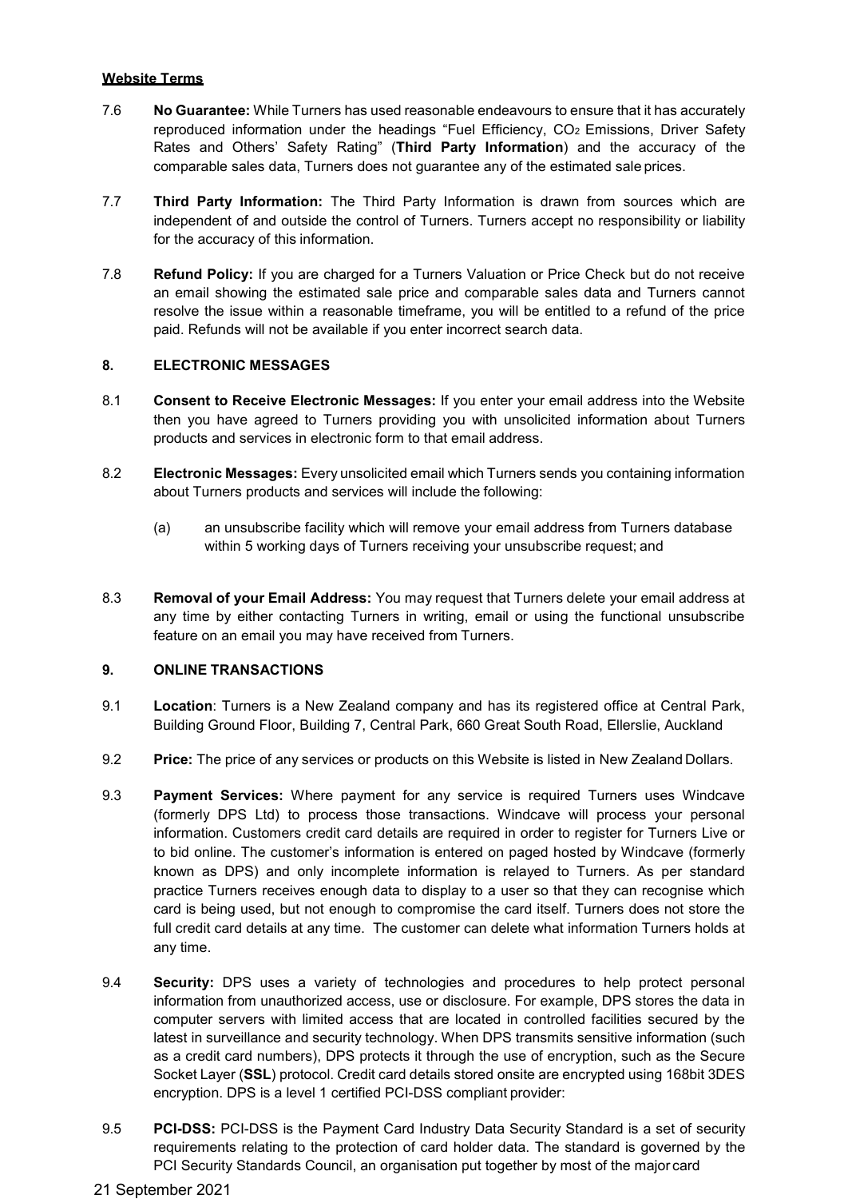**Website Terms**

7.6 **No Guarantee:** While Turners has used reasonable endeavours to ensure that it has accurately reproduced information under the headings "Fuel Efficiency, $CO_2$ Emissions, Driver Safety Rates and Others' Safety Rating" (**Third Party Information**) and the accuracy of the comparable sales data, Turners does not guarantee any of the estimated sale prices.

7.7 **Third Party Information:** The Third Party Information is drawn from sources which are independent of and outside the control of Turners. Turners accept no responsibility or liability for the accuracy of this information.

7.8 **Refund Policy:** If you are charged for a Turners Valuation or Price Check but do not receive an email showing the estimated sale price and comparable sales data and Turners cannot resolve the issue within a reasonable timeframe, you will be entitled to a refund of the price paid. Refunds will not be available if you enter incorrect search data.

### 8. ELECTRONIC MESSAGES

8.1 **Consent to Receive Electronic Messages:** If you enter your email address into the Website then you have agreed to Turners providing you with unsolicited information about Turners products and services in electronic form to that email address.

8.2 **Electronic Messages:** Every unsolicited email which Turners sends you containing information about Turners products and services will include the following:

(a) an unsubscribe facility which will remove your email address from Turners database within 5 working days of Turners receiving your unsubscribe request; and

8.3 **Removal of your Email Address:** You may request that Turners delete your email address at any time by either contacting Turners in writing, email or using the functional unsubscribe feature on an email you may have received from Turners.

### 9. ONLINE TRANSACTIONS

9.1 **Location**: Turners is a New Zealand company and has its registered office at Central Park, Building Ground Floor, Building 7, Central Park, 660 Great South Road, Ellerslie, Auckland

9.2 **Price:** The price of any services or products on this Website is listed in New Zealand Dollars.

9.3 **Payment Services:** Where payment for any service is required Turners uses Windcave (formerly DPS Ltd) to process those transactions. Windcave will process your personal information. Customers credit card details are required in order to register for Turners Live or to bid online. The customer's information is entered on paged hosted by Windcave (formerly known as DPS) and only incomplete information is relayed to Turners. As per standard practice Turners receives enough data to display to a user so that they can recognise which card is being used, but not enough to compromise the card itself. Turners does not store the full credit card details at any time. The customer can delete what information Turners holds at any time.

9.4 **Security:** DPS uses a variety of technologies and procedures to help protect personal information from unauthorized access, use or disclosure. For example, DPS stores the data in computer servers with limited access that are located in controlled facilities secured by the latest in surveillance and security technology. When DPS transmits sensitive information (such as a credit card numbers), DPS protects it through the use of encryption, such as the Secure Socket Layer (**SSL**) protocol. Credit card details stored onsite are encrypted using 168bit 3DES encryption. DPS is a level 1 certified PCI-DSS compliant provider:

9.5 **PCI-DSS:** PCI-DSS is the Payment Card Industry Data Security Standard is a set of security requirements relating to the protection of card holder data. The standard is governed by the PCI Security Standards Council, an organisation put together by most of the major card

21 September 2021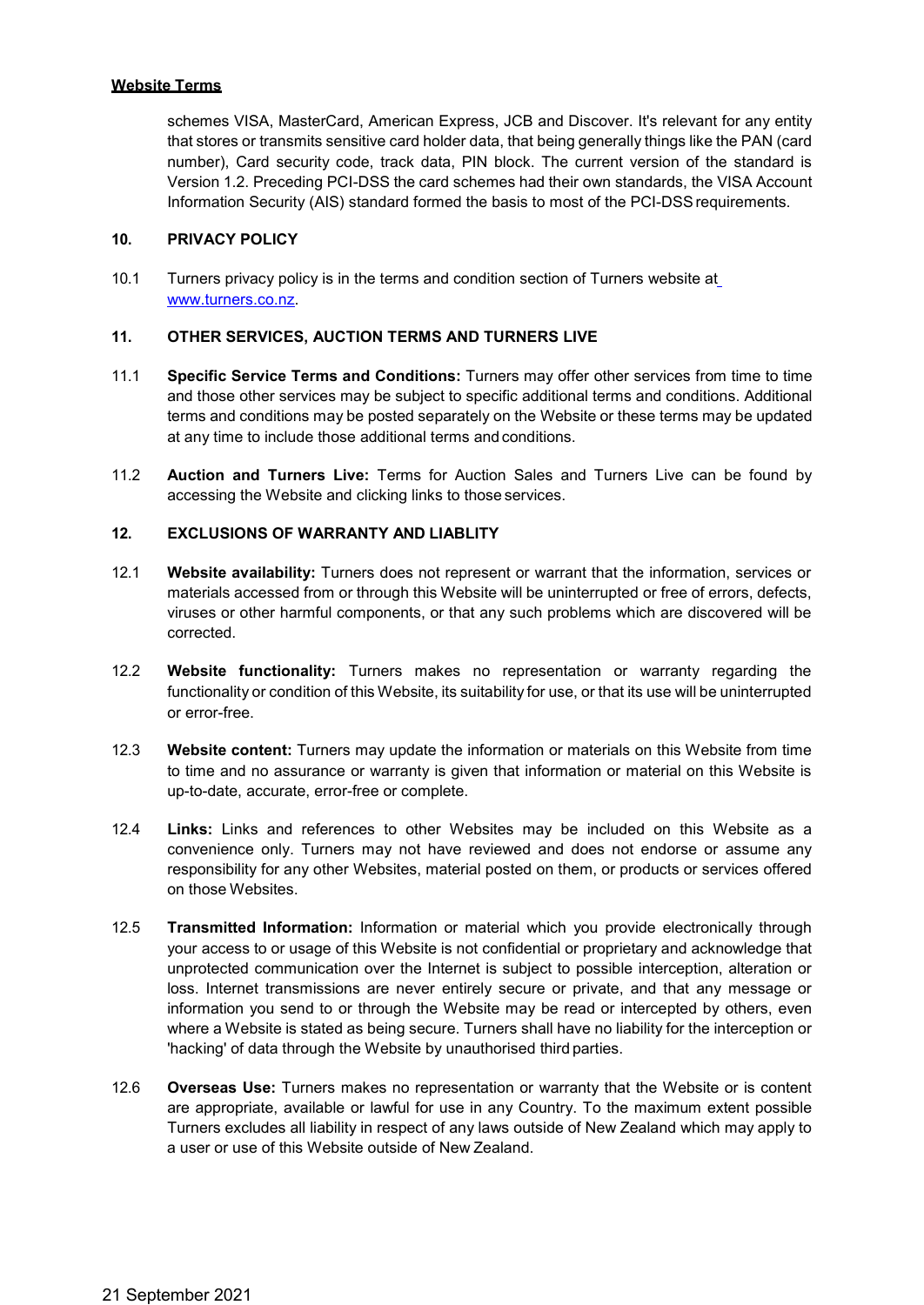schemes VISA, MasterCard, American Express, JCB and Discover. It's relevant for any entity that stores or transmits sensitive card holder data, that being generally things like the PAN (card number), Card security code, track data, PIN block. The current version of the standard is Version 1.2. Preceding PCI-DSS the card schemes had their own standards, the VISA Account Information Security (AIS) standard formed the basis to most of the PCI-DSS requirements.

## 10. PRIVACY POLICY

10.1 Turners privacy policy is in the terms and condition section of Turners website at [www.turners.co.nz](http://www.turners.co.nz).

## 11. OTHER SERVICES, AUCTION TERMS AND TURNERS LIVE

11.1 **Specific Service Terms and Conditions:** Turners may offer other services from time to time and those other services may be subject to specific additional terms and conditions. Additional terms and conditions may be posted separately on the Website or these terms may be updated at any time to include those additional terms and conditions.

11.2 **Auction and Turners Live:** Terms for Auction Sales and Turners Live can be found by accessing the Website and clicking links to those services.

## 12. EXCLUSIONS OF WARRANTY AND LIABLITY

12.1 **Website availability:** Turners does not represent or warrant that the information, services or materials accessed from or through this Website will be uninterrupted or free of errors, defects, viruses or other harmful components, or that any such problems which are discovered will be corrected.

12.2 **Website functionality:** Turners makes no representation or warranty regarding the functionality or condition of this Website, its suitability for use, or that its use will be uninterrupted or error-free.

12.3 **Website content:** Turners may update the information or materials on this Website from time to time and no assurance or warranty is given that information or material on this Website is up-to-date, accurate, error-free or complete.

12.4 **Links:** Links and references to other Websites may be included on this Website as a convenience only. Turners may not have reviewed and does not endorse or assume any responsibility for any other Websites, material posted on them, or products or services offered on those Websites.

12.5 **Transmitted Information:** Information or material which you provide electronically through your access to or usage of this Website is not confidential or proprietary and acknowledge that unprotected communication over the Internet is subject to possible interception, alteration or loss. Internet transmissions are never entirely secure or private, and that any message or information you send to or through the Website may be read or intercepted by others, even where a Website is stated as being secure. Turners shall have no liability for the interception or 'hacking' of data through the Website by unauthorised third parties.

12.6 **Overseas Use:** Turners makes no representation or warranty that the Website or is content are appropriate, available or lawful for use in any Country. To the maximum extent possible Turners excludes all liability in respect of any laws outside of New Zealand which may apply to a user or use of this Website outside of New Zealand.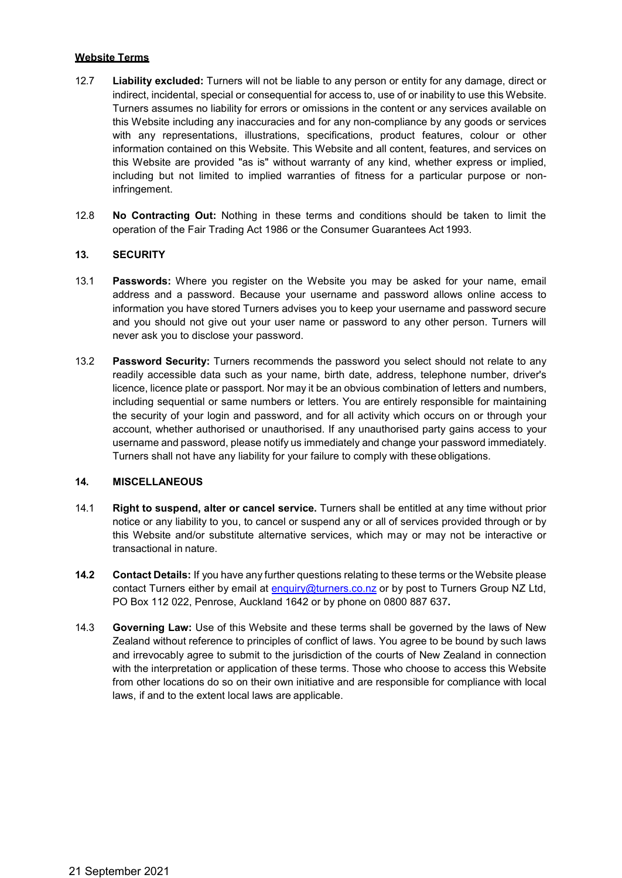**Website Terms**

12.7 **Liability excluded:** Turners will not be liable to any person or entity for any damage, direct or indirect, incidental, special or consequential for access to, use of or inability to use this Website. Turners assumes no liability for errors or omissions in the content or any services available on this Website including any inaccuracies and for any non-compliance by any goods or services with any representations, illustrations, specifications, product features, colour or other information contained on this Website. This Website and all content, features, and services on this Website are provided "as is" without warranty of any kind, whether express or implied, including but not limited to implied warranties of fitness for a particular purpose or non-infringement.

12.8 **No Contracting Out:** Nothing in these terms and conditions should be taken to limit the operation of the Fair Trading Act 1986 or the Consumer Guarantees Act 1993.

**13. SECURITY**

13.1 **Passwords:** Where you register on the Website you may be asked for your name, email address and a password. Because your username and password allows online access to information you have stored Turners advises you to keep your username and password secure and you should not give out your user name or password to any other person. Turners will never ask you to disclose your password.

13.2 **Password Security:** Turners recommends the password you select should not relate to any readily accessible data such as your name, birth date, address, telephone number, driver's licence, licence plate or passport. Nor may it be an obvious combination of letters and numbers, including sequential or same numbers or letters. You are entirely responsible for maintaining the security of your login and password, and for all activity which occurs on or through your account, whether authorised or unauthorised. If any unauthorised party gains access to your username and password, please notify us immediately and change your password immediately. Turners shall not have any liability for your failure to comply with these obligations.

**14. MISCELLANEOUS**

14.1 **Right to suspend, alter or cancel service.** Turners shall be entitled at any time without prior notice or any liability to you, to cancel or suspend any or all of services provided through or by this Website and/or substitute alternative services, which may or may not be interactive or transactional in nature.

**14.2** **Contact Details:** If you have any further questions relating to these terms or the Website please contact Turners either by email at enquiry@turners.co.nz or by post to Turners Group NZ Ltd, PO Box 112 022, Penrose, Auckland 1642 or by phone on 0800 887 637**.**

14.3 **Governing Law:** Use of this Website and these terms shall be governed by the laws of New Zealand without reference to principles of conflict of laws. You agree to be bound by such laws and irrevocably agree to submit to the jurisdiction of the courts of New Zealand in connection with the interpretation or application of these terms. Those who choose to access this Website from other locations do so on their own initiative and are responsible for compliance with local laws, if and to the extent local laws are applicable.

21 September 2021